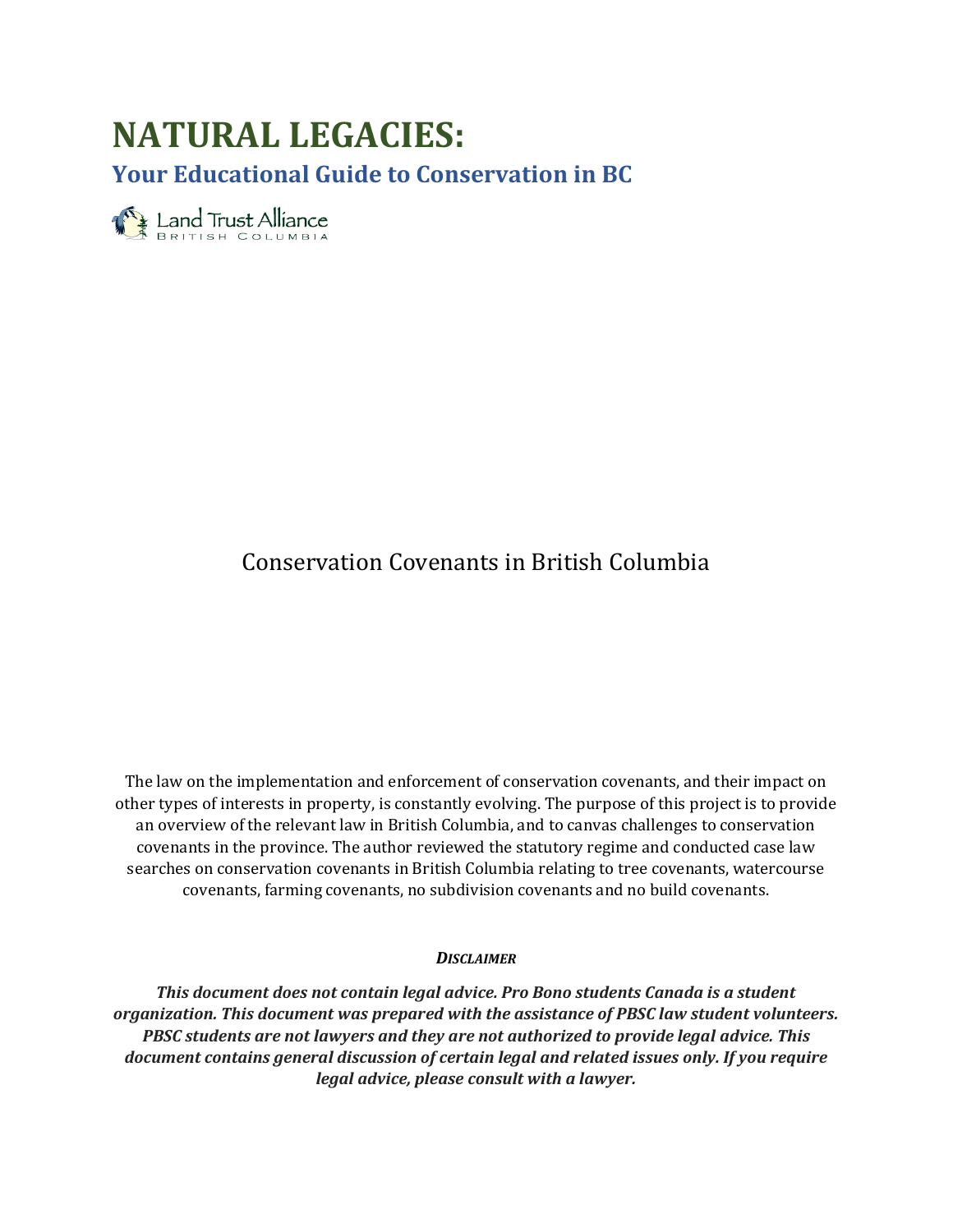# NATURAL LEGACIES:

## Your Educational Guide to Conservation in BC

Land Trust Alliance
BRITISH COLUMBIA

Conservation Covenants in British Columbia

The law on the implementation and enforcement of conservation covenants, and their impact on other types of interests in property, is constantly evolving. The purpose of this project is to provide an overview of the relevant law in British Columbia, and to canvas challenges to conservation covenants in the province. The author reviewed the statutory regime and conducted case law searches on conservation covenants in British Columbia relating to tree covenants, watercourse covenants, farming covenants, no subdivision covenants and no build covenants.

***DISCLAIMER***

***This document does not contain legal advice. Pro Bono students Canada is a student organization. This document was prepared with the assistance of PBSC law student volunteers. PBSC students are not lawyers and they are not authorized to provide legal advice. This document contains general discussion of certain legal and related issues only. If you require legal advice, please consult with a lawyer.***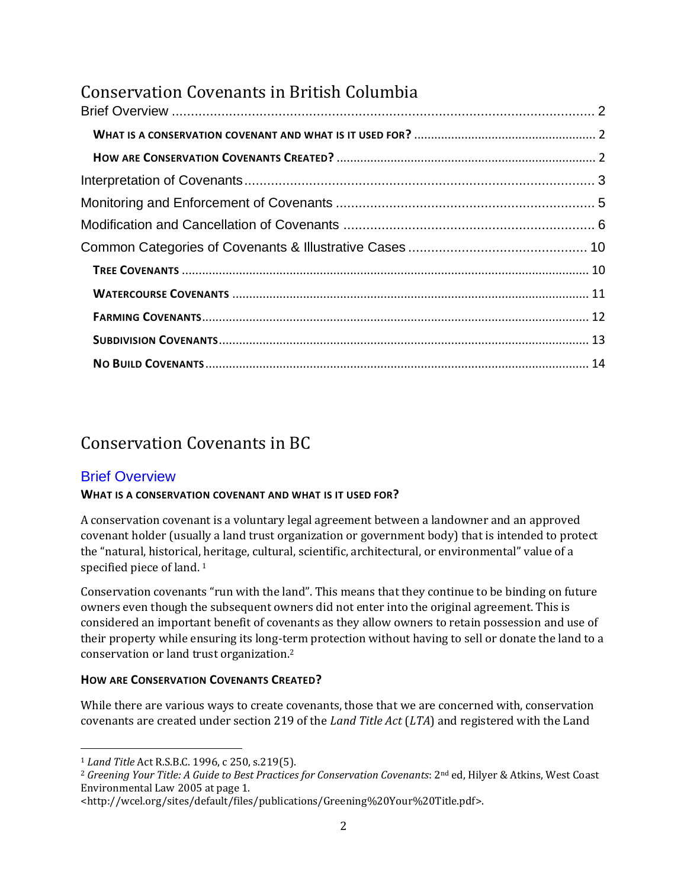# Conservation Covenants in British Columbia

Brief Overview ........................................................................................................ 2

**What is a conservation covenant and what is it used for?** ........................................ 2

**How are Conservation Covenants Created?** ............................................................ 2

Interpretation of Covenants ........................................................................................ 3

Monitoring and Enforcement of Covenants .................................................................. 5

Modification and Cancellation of Covenants ................................................................ 6

Common Categories of Covenants & Illustrative Cases ................................................ 10

**Tree Covenants** ...................................................................................................... 10

**Watercourse Covenants** ......................................................................................... 11

**Farming Covenants** ................................................................................................ 12

**Subdivision Covenants** ........................................................................................... 13

**No Build Covenants** ................................................................................................ 14

# Conservation Covenants in BC

## Brief Overview

### What is a conservation covenant and what is it used for?

A conservation covenant is a voluntary legal agreement between a landowner and an approved covenant holder (usually a land trust organization or government body) that is intended to protect the "natural, historical, heritage, cultural, scientific, architectural, or environmental" value of a specified piece of land. [1]

Conservation covenants "run with the land". This means that they continue to be binding on future owners even though the subsequent owners did not enter into the original agreement. This is considered an important benefit of covenants as they allow owners to retain possession and use of their property while ensuring its long-term protection without having to sell or donate the land to a conservation or land trust organization.[2]

### How are Conservation Covenants Created?

While there are various ways to create covenants, those that we are concerned with, conservation covenants are created under section 219 of the *Land Title Act* (*LTA*) and registered with the Land

---

[1] *Land Title* Act R.S.B.C. 1996, c 250, s.219(5).

[2] *Greening Your Title: A Guide to Best Practices for Conservation Covenants*: 2nd ed, Hilyer & Atkins, West Coast Environmental Law 2005 at page 1. <http://wcel.org/sites/default/files/publications/Greening%20Your%20Title.pdf>.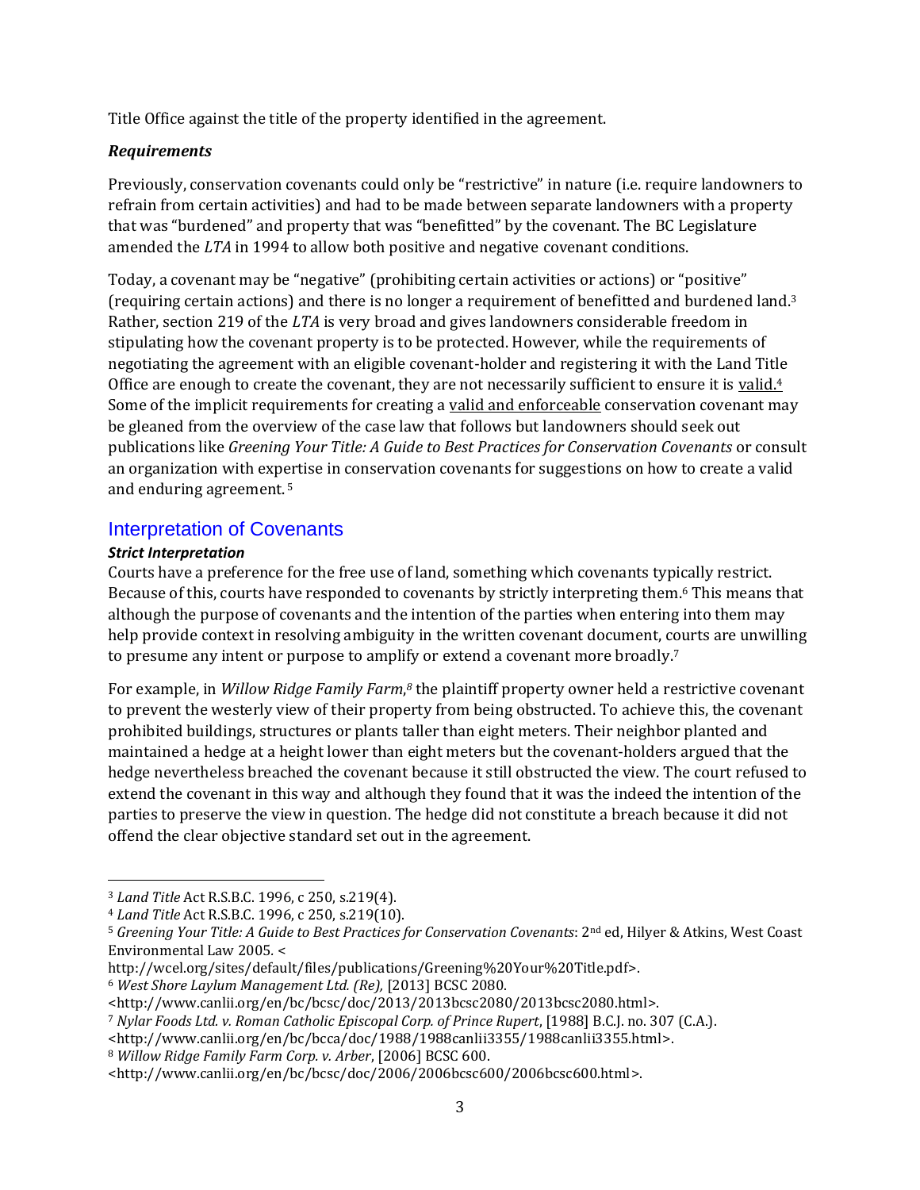Title Office against the title of the property identified in the agreement.

### *Requirements*

Previously, conservation covenants could only be "restrictive" in nature (i.e. require landowners to refrain from certain activities) and had to be made between separate landowners with a property that was "burdened" and property that was "benefitted" by the covenant. The BC Legislature amended the *LTA* in 1994 to allow both positive and negative covenant conditions.

Today, a covenant may be "negative" (prohibiting certain activities or actions) or "positive" (requiring certain actions) and there is no longer a requirement of benefitted and burdened land.[3] Rather, section 219 of the *LTA* is very broad and gives landowners considerable freedom in stipulating how the covenant property is to be protected. However, while the requirements of negotiating the agreement with an eligible covenant-holder and registering it with the Land Title Office are enough to create the covenant, they are not necessarily sufficient to ensure it is <u>valid.</u>[4] Some of the implicit requirements for creating a <u>valid and enforceable</u> conservation covenant may be gleaned from the overview of the case law that follows but landowners should seek out publications like *Greening Your Title: A Guide to Best Practices for Conservation Covenants* or consult an organization with expertise in conservation covenants for suggestions on how to create a valid and enduring agreement.[5]

## Interpretation of Covenants

### *Strict Interpretation*

Courts have a preference for the free use of land, something which covenants typically restrict. Because of this, courts have responded to covenants by strictly interpreting them.[6] This means that although the purpose of covenants and the intention of the parties when entering into them may help provide context in resolving ambiguity in the written covenant document, courts are unwilling to presume any intent or purpose to amplify or extend a covenant more broadly.[7]

For example, in *Willow Ridge Family Farm*,[8] the plaintiff property owner held a restrictive covenant to prevent the westerly view of their property from being obstructed. To achieve this, the covenant prohibited buildings, structures or plants taller than eight meters. Their neighbor planted and maintained a hedge at a height lower than eight meters but the covenant-holders argued that the hedge nevertheless breached the covenant because it still obstructed the view. The court refused to extend the covenant in this way and although they found that it was the indeed the intention of the parties to preserve the view in question. The hedge did not constitute a breach because it did not offend the clear objective standard set out in the agreement.

---

[3] *Land Title* Act R.S.B.C. 1996, c 250, s.219(4).

[4] *Land Title* Act R.S.B.C. 1996, c 250, s.219(10).

[5] *Greening Your Title: A Guide to Best Practices for Conservation Covenants*: 2nd ed, Hilyer & Atkins, West Coast Environmental Law 2005. <http://wcel.org/sites/default/files/publications/Greening%20Your%20Title.pdf>.

[6] *West Shore Laylum Management Ltd. (Re),* [2013] BCSC 2080. <http://www.canlii.org/en/bc/bcsc/doc/2013/2013bcsc2080/2013bcsc2080.html>.

[7] *Nylar Foods Ltd. v. Roman Catholic Episcopal Corp. of Prince Rupert*, [1988] B.C.J. no. 307 (C.A.). <http://www.canlii.org/en/bc/bcca/doc/1988/1988canlii3355/1988canlii3355.html>.

[8] *Willow Ridge Family Farm Corp. v. Arber*, [2006] BCSC 600. <http://www.canlii.org/en/bc/bcsc/doc/2006/2006bcsc600/2006bcsc600.html>.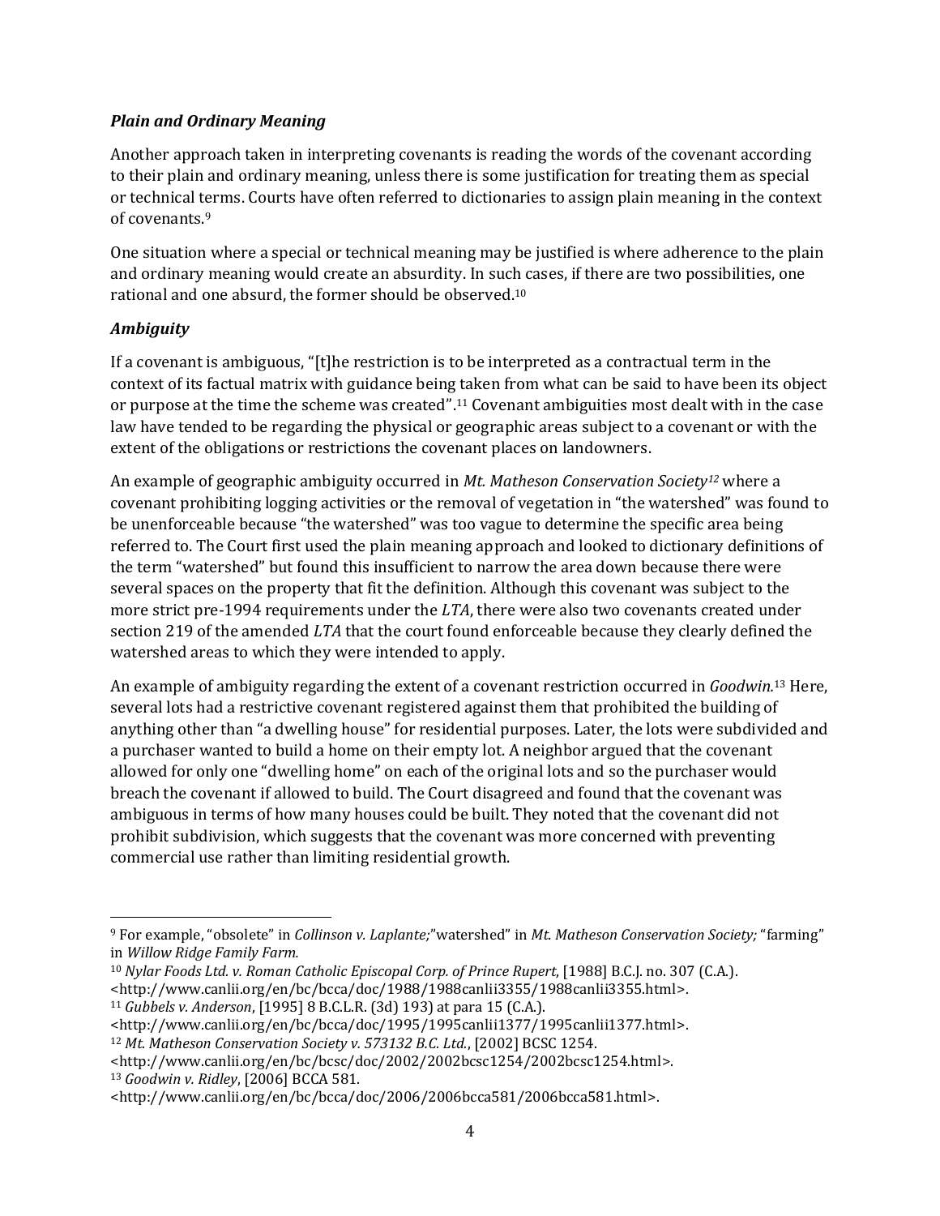### *Plain and Ordinary Meaning*

Another approach taken in interpreting covenants is reading the words of the covenant according to their plain and ordinary meaning, unless there is some justification for treating them as special or technical terms. Courts have often referred to dictionaries to assign plain meaning in the context of covenants.[9]

One situation where a special or technical meaning may be justified is where adherence to the plain and ordinary meaning would create an absurdity. In such cases, if there are two possibilities, one rational and one absurd, the former should be observed.[10]

### *Ambiguity*

If a covenant is ambiguous, "[t]he restriction is to be interpreted as a contractual term in the context of its factual matrix with guidance being taken from what can be said to have been its object or purpose at the time the scheme was created".[11] Covenant ambiguities most dealt with in the case law have tended to be regarding the physical or geographic areas subject to a covenant or with the extent of the obligations or restrictions the covenant places on landowners.

An example of geographic ambiguity occurred in *Mt. Matheson Conservation Society*[12] where a covenant prohibiting logging activities or the removal of vegetation in "the watershed" was found to be unenforceable because "the watershed" was too vague to determine the specific area being referred to. The Court first used the plain meaning approach and looked to dictionary definitions of the term "watershed" but found this insufficient to narrow the area down because there were several spaces on the property that fit the definition. Although this covenant was subject to the more strict pre-1994 requirements under the *LTA*, there were also two covenants created under section 219 of the amended *LTA* that the court found enforceable because they clearly defined the watershed areas to which they were intended to apply.

An example of ambiguity regarding the extent of a covenant restriction occurred in *Goodwin*.[13] Here, several lots had a restrictive covenant registered against them that prohibited the building of anything other than "a dwelling house" for residential purposes. Later, the lots were subdivided and a purchaser wanted to build a home on their empty lot. A neighbor argued that the covenant allowed for only one "dwelling home" on each of the original lots and so the purchaser would breach the covenant if allowed to build. The Court disagreed and found that the covenant was ambiguous in terms of how many houses could be built. They noted that the covenant did not prohibit subdivision, which suggests that the covenant was more concerned with preventing commercial use rather than limiting residential growth.

---

[9] For example, "obsolete" in *Collinson v. Laplante;*"watershed" in *Mt. Matheson Conservation Society;* "farming" in *Willow Ridge Family Farm.*

[10] *Nylar Foods Ltd. v. Roman Catholic Episcopal Corp. of Prince Rupert*, [1988] B.C.J. no. 307 (C.A.). <http://www.canlii.org/en/bc/bcca/doc/1988/1988canlii3355/1988canlii3355.html>.

[11] *Gubbels v. Anderson*, [1995] 8 B.C.L.R. (3d) 193) at para 15 (C.A.). <http://www.canlii.org/en/bc/bcca/doc/1995/1995canlii1377/1995canlii1377.html>.

[12] *Mt. Matheson Conservation Society v. 573132 B.C. Ltd.*, [2002] BCSC 1254. <http://www.canlii.org/en/bc/bcsc/doc/2002/2002bcsc1254/2002bcsc1254.html>.

[13] *Goodwin v. Ridley*, [2006] BCCA 581. <http://www.canlii.org/en/bc/bcca/doc/2006/2006bcca581/2006bcca581.html>.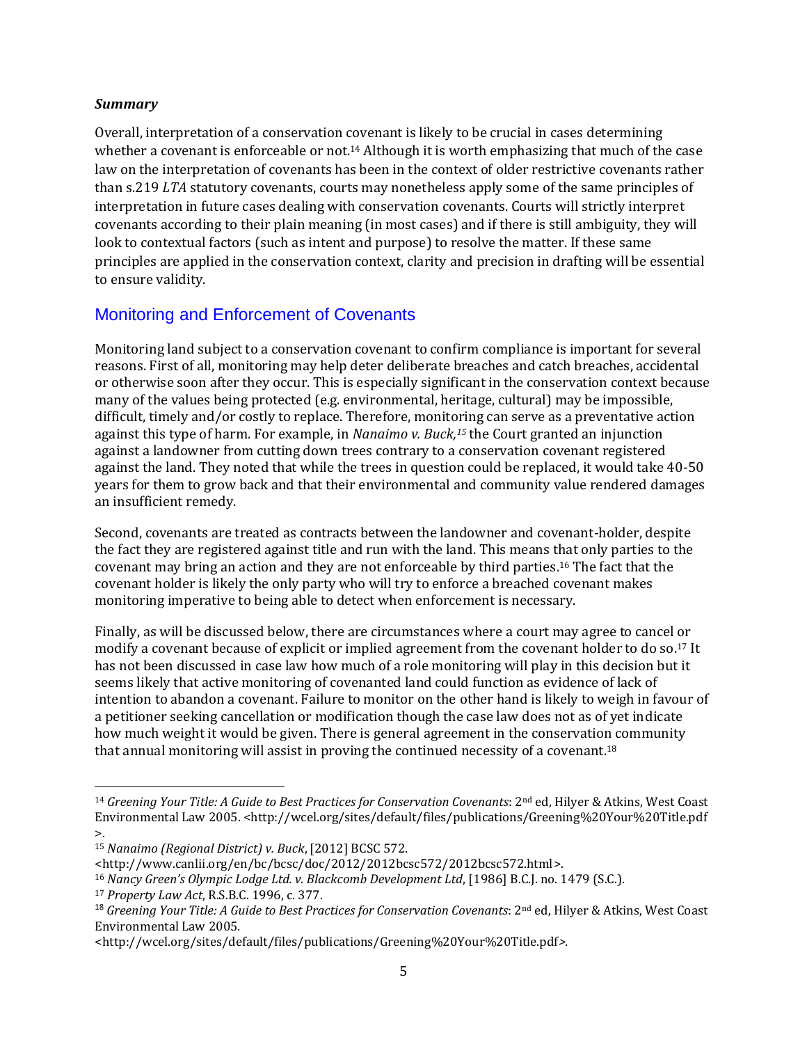***Summary***

Overall, interpretation of a conservation covenant is likely to be crucial in cases determining whether a covenant is enforceable or not.[14] Although it is worth emphasizing that much of the case law on the interpretation of covenants has been in the context of older restrictive covenants rather than s.219 *LTA* statutory covenants, courts may nonetheless apply some of the same principles of interpretation in future cases dealing with conservation covenants. Courts will strictly interpret covenants according to their plain meaning (in most cases) and if there is still ambiguity, they will look to contextual factors (such as intent and purpose) to resolve the matter. If these same principles are applied in the conservation context, clarity and precision in drafting will be essential to ensure validity.

## Monitoring and Enforcement of Covenants

Monitoring land subject to a conservation covenant to confirm compliance is important for several reasons. First of all, monitoring may help deter deliberate breaches and catch breaches, accidental or otherwise soon after they occur. This is especially significant in the conservation context because many of the values being protected (e.g. environmental, heritage, cultural) may be impossible, difficult, timely and/or costly to replace. Therefore, monitoring can serve as a preventative action against this type of harm. For example, in *Nanaimo v. Buck,*[15] the Court granted an injunction against a landowner from cutting down trees contrary to a conservation covenant registered against the land. They noted that while the trees in question could be replaced, it would take 40-50 years for them to grow back and that their environmental and community value rendered damages an insufficient remedy.

Second, covenants are treated as contracts between the landowner and covenant-holder, despite the fact they are registered against title and run with the land. This means that only parties to the covenant may bring an action and they are not enforceable by third parties.[16] The fact that the covenant holder is likely the only party who will try to enforce a breached covenant makes monitoring imperative to being able to detect when enforcement is necessary.

Finally, as will be discussed below, there are circumstances where a court may agree to cancel or modify a covenant because of explicit or implied agreement from the covenant holder to do so.[17] It has not been discussed in case law how much of a role monitoring will play in this decision but it seems likely that active monitoring of covenanted land could function as evidence of lack of intention to abandon a covenant. Failure to monitor on the other hand is likely to weigh in favour of a petitioner seeking cancellation or modification though the case law does not as of yet indicate how much weight it would be given. There is general agreement in the conservation community that annual monitoring will assist in proving the continued necessity of a covenant.[18]

---

[14] *Greening Your Title: A Guide to Best Practices for Conservation Covenants*: 2nd ed, Hilyer & Atkins, West Coast Environmental Law 2005. <http://wcel.org/sites/default/files/publications/Greening%20Your%20Title.pdf>.

[15] *Nanaimo (Regional District) v. Buck*, [2012] BCSC 572. <http://www.canlii.org/en/bc/bcsc/doc/2012/2012bcsc572/2012bcsc572.html>.

[16] *Nancy Green's Olympic Lodge Ltd. v. Blackcomb Development Ltd*, [1986] B.C.J. no. 1479 (S.C.).

[17] *Property Law Act*, R.S.B.C. 1996, c. 377.

[18] *Greening Your Title: A Guide to Best Practices for Conservation Covenants*: 2nd ed, Hilyer & Atkins, West Coast Environmental Law 2005. <http://wcel.org/sites/default/files/publications/Greening%20Your%20Title.pdf>.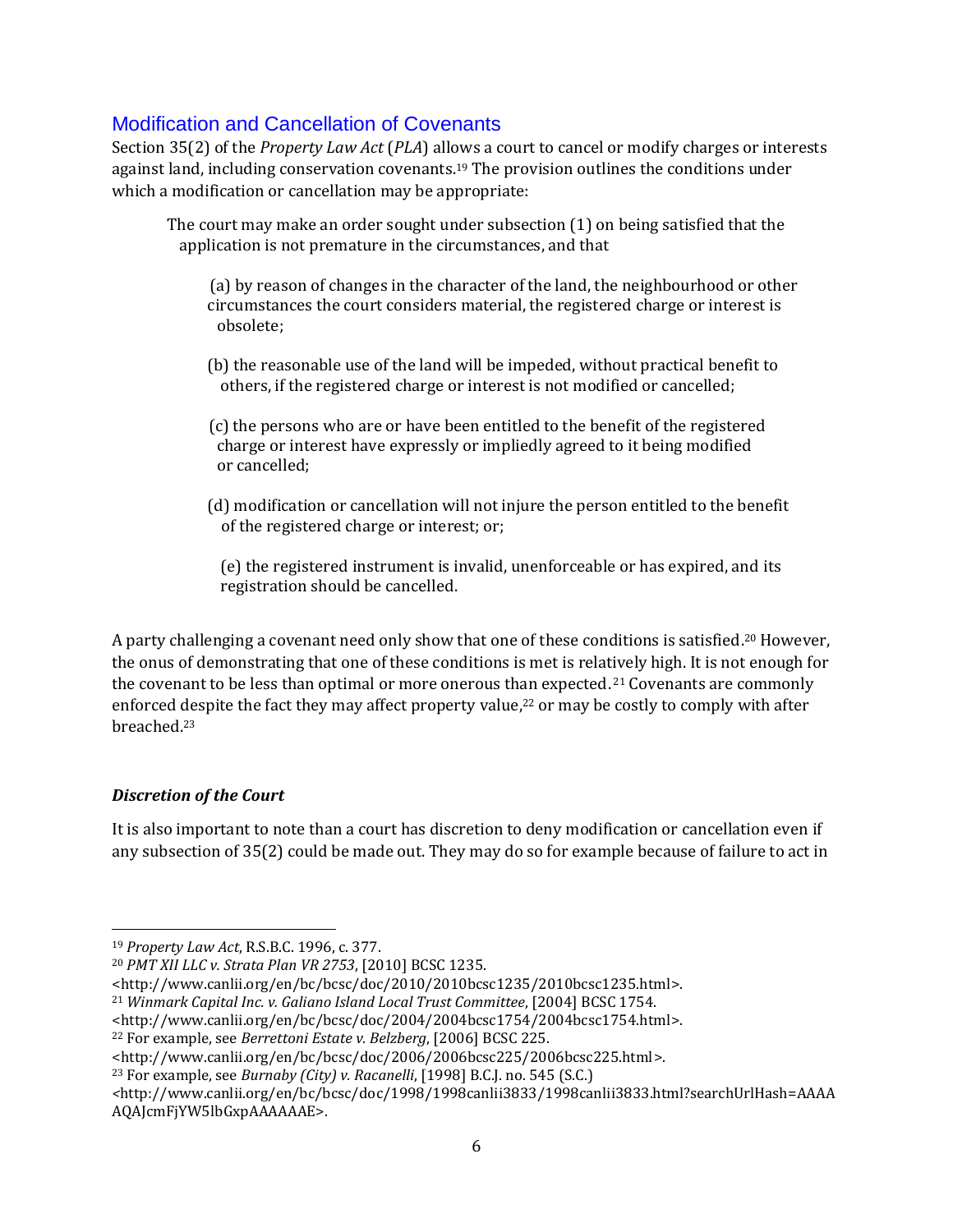## Modification and Cancellation of Covenants

Section 35(2) of the *Property Law Act* (*PLA*) allows a court to cancel or modify charges or interests against land, including conservation covenants.[19] The provision outlines the conditions under which a modification or cancellation may be appropriate:

> The court may make an order sought under subsection (1) on being satisfied that the application is not premature in the circumstances, and that
>
> (a) by reason of changes in the character of the land, the neighbourhood or other circumstances the court considers material, the registered charge or interest is obsolete;
>
> (b) the reasonable use of the land will be impeded, without practical benefit to others, if the registered charge or interest is not modified or cancelled;
>
> (c) the persons who are or have been entitled to the benefit of the registered charge or interest have expressly or impliedly agreed to it being modified or cancelled;
>
> (d) modification or cancellation will not injure the person entitled to the benefit of the registered charge or interest; or;
>
> (e) the registered instrument is invalid, unenforceable or has expired, and its registration should be cancelled.

A party challenging a covenant need only show that one of these conditions is satisfied.[20] However, the onus of demonstrating that one of these conditions is met is relatively high. It is not enough for the covenant to be less than optimal or more onerous than expected.[21] Covenants are commonly enforced despite the fact they may affect property value,[22] or may be costly to comply with after breached.[23]

### *Discretion of the Court*

It is also important to note than a court has discretion to deny modification or cancellation even if any subsection of 35(2) could be made out. They may do so for example because of failure to act in

---

[19] *Property Law Act*, R.S.B.C. 1996, c. 377.

[20] *PMT XII LLC v. Strata Plan VR 2753*, [2010] BCSC 1235. <http://www.canlii.org/en/bc/bcsc/doc/2010/2010bcsc1235/2010bcsc1235.html>.

[21] *Winmark Capital Inc. v. Galiano Island Local Trust Committee*, [2004] BCSC 1754. <http://www.canlii.org/en/bc/bcsc/doc/2004/2004bcsc1754/2004bcsc1754.html>.

[22] For example, see *Berrettoni Estate v. Belzberg*, [2006] BCSC 225. <http://www.canlii.org/en/bc/bcsc/doc/2006/2006bcsc225/2006bcsc225.html>.

[23] For example, see *Burnaby (City) v. Racanelli*, [1998] B.C.J. no. 545 (S.C.) <http://www.canlii.org/en/bc/bcsc/doc/1998/1998canlii3833/1998canlii3833.html?searchUrlHash=AAAAAQAJcmFjYW5lbGxpAAAAAAE>.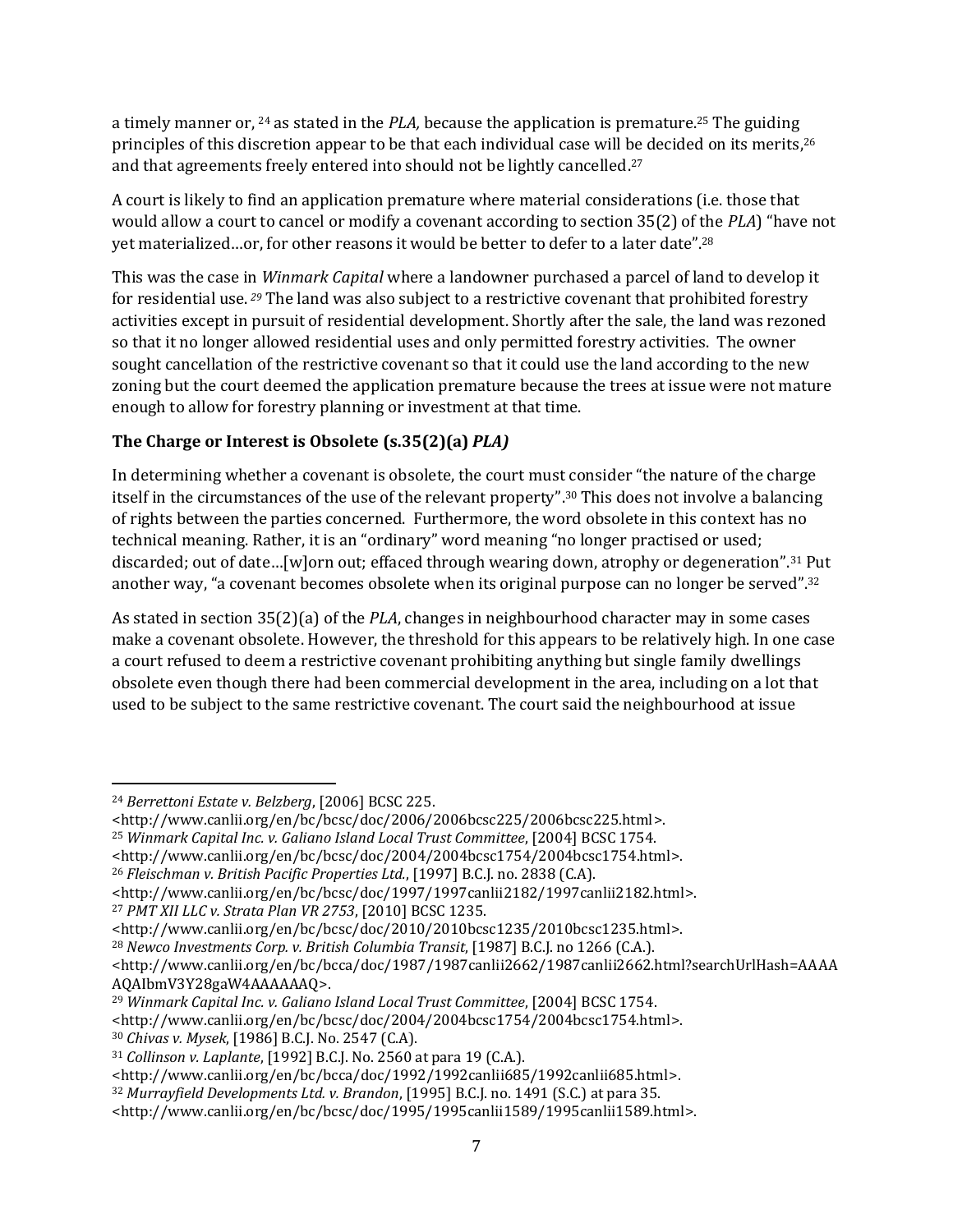a timely manner or, [24] as stated in the *PLA,* because the application is premature.[25] The guiding principles of this discretion appear to be that each individual case will be decided on its merits,[26] and that agreements freely entered into should not be lightly cancelled.[27]

A court is likely to find an application premature where material considerations (i.e. those that would allow a court to cancel or modify a covenant according to section 35(2) of the *PLA*) "have not yet materialized…or, for other reasons it would be better to defer to a later date".[28]

This was the case in *Winmark Capital* where a landowner purchased a parcel of land to develop it for residential use. [29] The land was also subject to a restrictive covenant that prohibited forestry activities except in pursuit of residential development. Shortly after the sale, the land was rezoned so that it no longer allowed residential uses and only permitted forestry activities. The owner sought cancellation of the restrictive covenant so that it could use the land according to the new zoning but the court deemed the application premature because the trees at issue were not mature enough to allow for forestry planning or investment at that time.

### The Charge or Interest is Obsolete (s.35(2)(a) *PLA)*

In determining whether a covenant is obsolete, the court must consider "the nature of the charge itself in the circumstances of the use of the relevant property".[30] This does not involve a balancing of rights between the parties concerned. Furthermore, the word obsolete in this context has no technical meaning. Rather, it is an "ordinary" word meaning "no longer practised or used; discarded; out of date…[w]orn out; effaced through wearing down, atrophy or degeneration".[31] Put another way, "a covenant becomes obsolete when its original purpose can no longer be served".[32]

As stated in section 35(2)(a) of the *PLA*, changes in neighbourhood character may in some cases make a covenant obsolete. However, the threshold for this appears to be relatively high. In one case a court refused to deem a restrictive covenant prohibiting anything but single family dwellings obsolete even though there had been commercial development in the area, including on a lot that used to be subject to the same restrictive covenant. The court said the neighbourhood at issue

---

[24] *Berrettoni Estate v. Belzberg*, [2006] BCSC 225.
<http://www.canlii.org/en/bc/bcsc/doc/2006/2006bcsc225/2006bcsc225.html>.

[25] *Winmark Capital Inc. v. Galiano Island Local Trust Committee*, [2004] BCSC 1754.
<http://www.canlii.org/en/bc/bcsc/doc/2004/2004bcsc1754/2004bcsc1754.html>.

[26] *Fleischman v. British Pacific Properties Ltd.*, [1997] B.C.J. no. 2838 (C.A).
<http://www.canlii.org/en/bc/bcsc/doc/1997/1997canlii2182/1997canlii2182.html>.

[27] *PMT XII LLC v. Strata Plan VR 2753*, [2010] BCSC 1235.
<http://www.canlii.org/en/bc/bcsc/doc/2010/2010bcsc1235/2010bcsc1235.html>.

[28] *Newco Investments Corp. v. British Columbia Transit*, [1987] B.C.J. no 1266 (C.A.).
<http://www.canlii.org/en/bc/bcca/doc/1987/1987canlii2662/1987canlii2662.html?searchUrlHash=AAAAAQAIbmV3Y28gaW4AAAAAAQ>.

[29] *Winmark Capital Inc. v. Galiano Island Local Trust Committee*, [2004] BCSC 1754.
<http://www.canlii.org/en/bc/bcsc/doc/2004/2004bcsc1754/2004bcsc1754.html>.

[30] *Chivas v. Mysek*, [1986] B.C.J. No. 2547 (C.A).

[31] *Collinson v. Laplante*, [1992] B.C.J. No. 2560 at para 19 (C.A.).
<http://www.canlii.org/en/bc/bcca/doc/1992/1992canlii685/1992canlii685.html>.

[32] *Murrayfield Developments Ltd. v. Brandon*, [1995] B.C.J. no. 1491 (S.C.) at para 35.
<http://www.canlii.org/en/bc/bcsc/doc/1995/1995canlii1589/1995canlii1589.html>.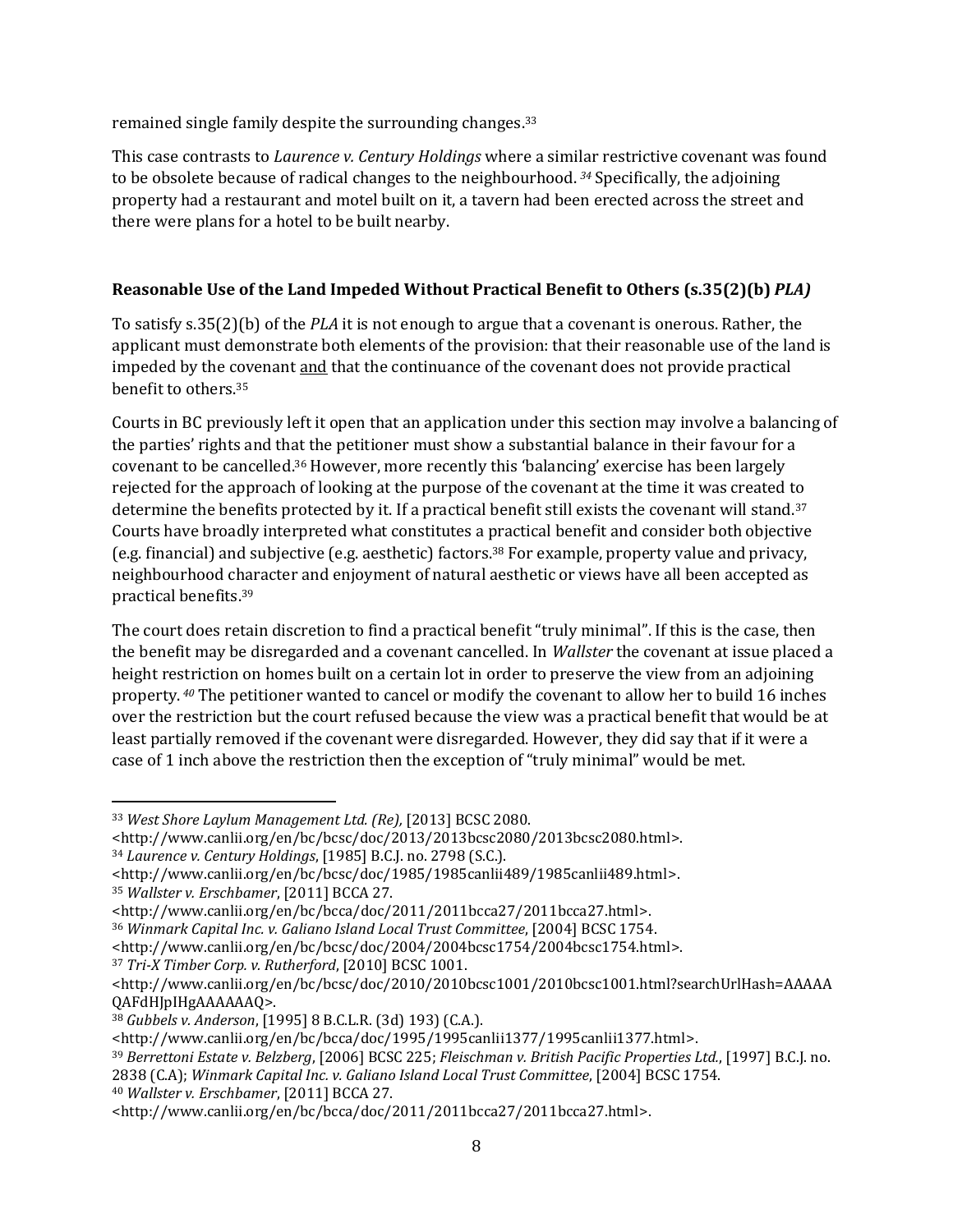remained single family despite the surrounding changes.[33]

This case contrasts to *Laurence v. Century Holdings* where a similar restrictive covenant was found to be obsolete because of radical changes to the neighbourhood.[34] Specifically, the adjoining property had a restaurant and motel built on it, a tavern had been erected across the street and there were plans for a hotel to be built nearby.

### Reasonable Use of the Land Impeded Without Practical Benefit to Others (s.35(2)(b) *PLA)*

To satisfy s.35(2)(b) of the *PLA* it is not enough to argue that a covenant is onerous. Rather, the applicant must demonstrate both elements of the provision: that their reasonable use of the land is impeded by the covenant <u>and</u> that the continuance of the covenant does not provide practical benefit to others.[35]

Courts in BC previously left it open that an application under this section may involve a balancing of the parties' rights and that the petitioner must show a substantial balance in their favour for a covenant to be cancelled.[36] However, more recently this 'balancing' exercise has been largely rejected for the approach of looking at the purpose of the covenant at the time it was created to determine the benefits protected by it. If a practical benefit still exists the covenant will stand.[37] Courts have broadly interpreted what constitutes a practical benefit and consider both objective (e.g. financial) and subjective (e.g. aesthetic) factors.[38] For example, property value and privacy, neighbourhood character and enjoyment of natural aesthetic or views have all been accepted as practical benefits.[39]

The court does retain discretion to find a practical benefit "truly minimal". If this is the case, then the benefit may be disregarded and a covenant cancelled. In *Wallster* the covenant at issue placed a height restriction on homes built on a certain lot in order to preserve the view from an adjoining property.[40] The petitioner wanted to cancel or modify the covenant to allow her to build 16 inches over the restriction but the court refused because the view was a practical benefit that would be at least partially removed if the covenant were disregarded. However, they did say that if it were a case of 1 inch above the restriction then the exception of "truly minimal" would be met.

---

[33] *West Shore Laylum Management Ltd. (Re),* [2013] BCSC 2080. <http://www.canlii.org/en/bc/bcsc/doc/2013/2013bcsc2080/2013bcsc2080.html>.

[34] *Laurence v. Century Holdings*, [1985] B.C.J. no. 2798 (S.C.). <http://www.canlii.org/en/bc/bcsc/doc/1985/1985canlii489/1985canlii489.html>.

[35] *Wallster v. Erschbamer*, [2011] BCCA 27. <http://www.canlii.org/en/bc/bcca/doc/2011/2011bcca27/2011bcca27.html>.

[36] *Winmark Capital Inc. v. Galiano Island Local Trust Committee*, [2004] BCSC 1754. <http://www.canlii.org/en/bc/bcsc/doc/2004/2004bcsc1754/2004bcsc1754.html>.

[37] *Tri-X Timber Corp. v. Rutherford*, [2010] BCSC 1001. <http://www.canlii.org/en/bc/bcsc/doc/2010/2010bcsc1001/2010bcsc1001.html?searchUrlHash=AAAAAQAFdHJpIHgAAAAAAQ>.

[38] *Gubbels v. Anderson*, [1995] 8 B.C.L.R. (3d) 193) (C.A.). <http://www.canlii.org/en/bc/bcca/doc/1995/1995canlii1377/1995canlii1377.html>.

[39] *Berrettoni Estate v. Belzberg*, [2006] BCSC 225; *Fleischman v. British Pacific Properties Ltd.*, [1997] B.C.J. no. 2838 (C.A); *Winmark Capital Inc. v. Galiano Island Local Trust Committee*, [2004] BCSC 1754.

[40] *Wallster v. Erschbamer*, [2011] BCCA 27. <http://www.canlii.org/en/bc/bcca/doc/2011/2011bcca27/2011bcca27.html>.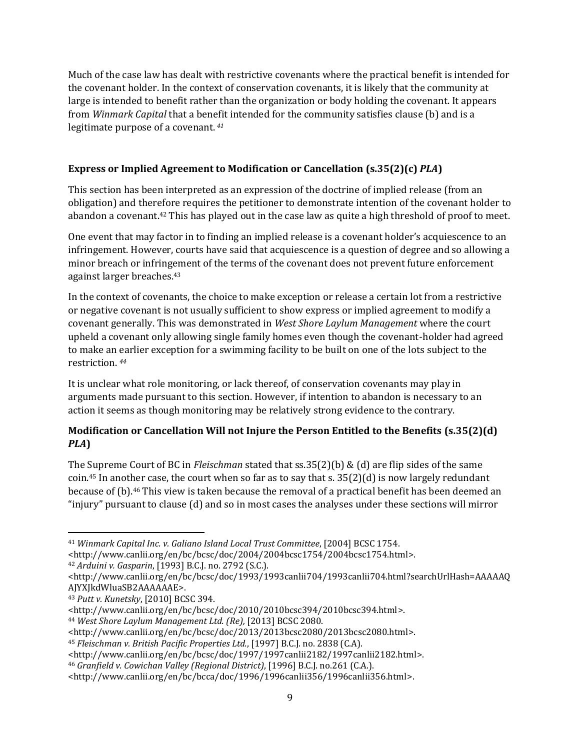Much of the case law has dealt with restrictive covenants where the practical benefit is intended for the covenant holder. In the context of conservation covenants, it is likely that the community at large is intended to benefit rather than the organization or body holding the covenant. It appears from *Winmark Capital* that a benefit intended for the community satisfies clause (b) and is a legitimate purpose of a covenant.[41]

**Express or Implied Agreement to Modification or Cancellation (s.35(2)(c) *PLA*)**

This section has been interpreted as an expression of the doctrine of implied release (from an obligation) and therefore requires the petitioner to demonstrate intention of the covenant holder to abandon a covenant.[42] This has played out in the case law as quite a high threshold of proof to meet.

One event that may factor in to finding an implied release is a covenant holder's acquiescence to an infringement. However, courts have said that acquiescence is a question of degree and so allowing a minor breach or infringement of the terms of the covenant does not prevent future enforcement against larger breaches.[43]

In the context of covenants, the choice to make exception or release a certain lot from a restrictive or negative covenant is not usually sufficient to show express or implied agreement to modify a covenant generally. This was demonstrated in *West Shore Laylum Management* where the court upheld a covenant only allowing single family homes even though the covenant-holder had agreed to make an earlier exception for a swimming facility to be built on one of the lots subject to the restriction.[44]

It is unclear what role monitoring, or lack thereof, of conservation covenants may play in arguments made pursuant to this section. However, if intention to abandon is necessary to an action it seems as though monitoring may be relatively strong evidence to the contrary.

**Modification or Cancellation Will not Injure the Person Entitled to the Benefits (s.35(2)(d) *PLA*)**

The Supreme Court of BC in *Fleischman* stated that ss.35(2)(b) & (d) are flip sides of the same coin.[45] In another case, the court when so far as to say that s. 35(2)(d) is now largely redundant because of (b).[46] This view is taken because the removal of a practical benefit has been deemed an "injury" pursuant to clause (d) and so in most cases the analyses under these sections will mirror

---

[41] *Winmark Capital Inc. v. Galiano Island Local Trust Committee*, [2004] BCSC 1754. <http://www.canlii.org/en/bc/bcsc/doc/2004/2004bcsc1754/2004bcsc1754.html>.

[42] *Arduini v. Gasparin*, [1993] B.C.J. no. 2792 (S.C.). <http://www.canlii.org/en/bc/bcsc/doc/1993/1993canlii704/1993canlii704.html?searchUrlHash=AAAAAQAJYXJkdWluaSB2AAAAAAE>.

[43] *Putt v. Kunetsky*, [2010] BCSC 394. <http://www.canlii.org/en/bc/bcsc/doc/2010/2010bcsc394/2010bcsc394.html>.

[44] *West Shore Laylum Management Ltd. (Re),* [2013] BCSC 2080. <http://www.canlii.org/en/bc/bcsc/doc/2013/2013bcsc2080/2013bcsc2080.html>.

[45] *Fleischman v. British Pacific Properties Ltd.*, [1997] B.C.J. no. 2838 (C.A). <http://www.canlii.org/en/bc/bcsc/doc/1997/1997canlii2182/1997canlii2182.html>.

[46] *Granfield v. Cowichan Valley (Regional District)*, [1996] B.C.J. no.261 (C.A.). <http://www.canlii.org/en/bc/bcca/doc/1996/1996canlii356/1996canlii356.html>.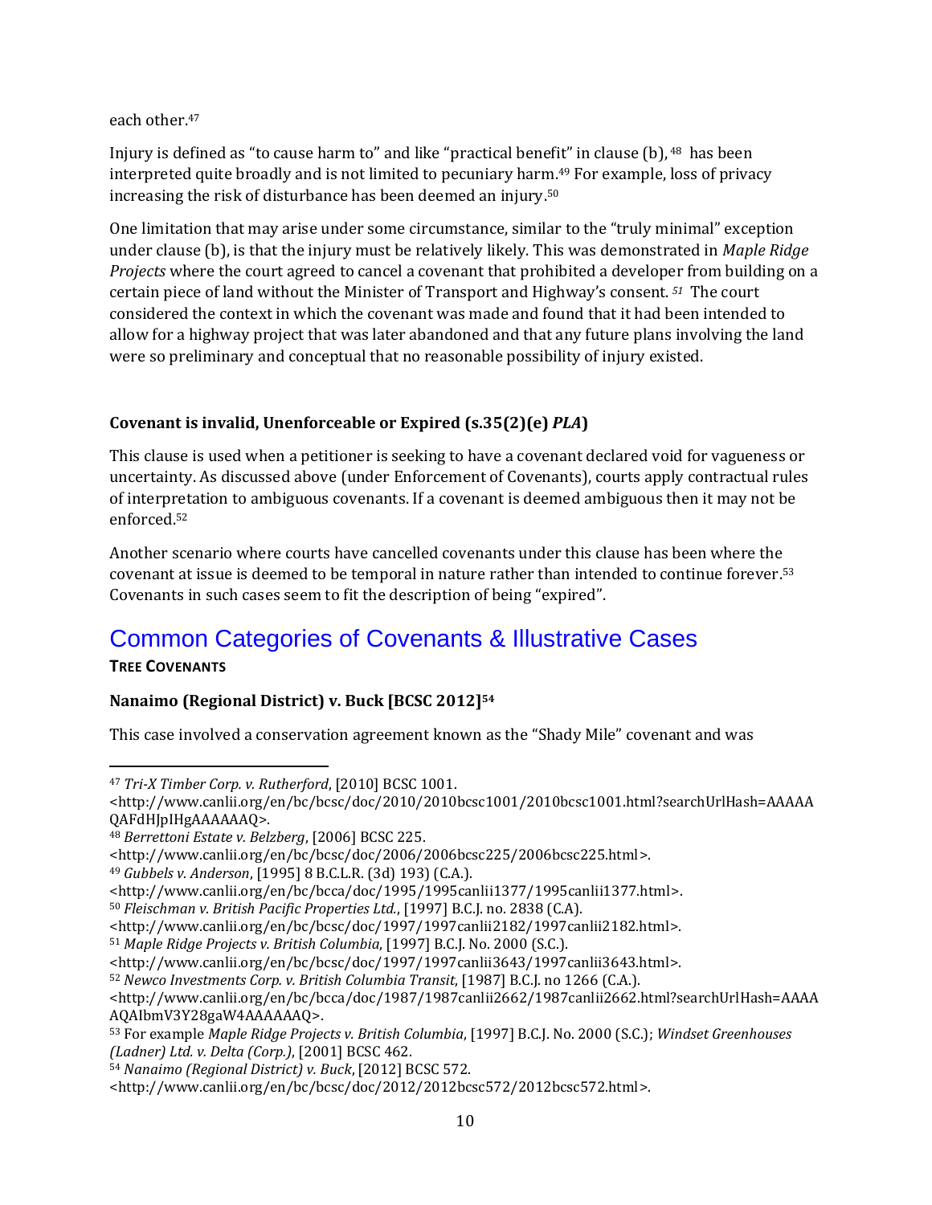each other.[47]

Injury is defined as "to cause harm to" and like "practical benefit" in clause (b), [48] has been interpreted quite broadly and is not limited to pecuniary harm.[49] For example, loss of privacy increasing the risk of disturbance has been deemed an injury.[50]

One limitation that may arise under some circumstance, similar to the "truly minimal" exception under clause (b), is that the injury must be relatively likely. This was demonstrated in *Maple Ridge Projects* where the court agreed to cancel a covenant that prohibited a developer from building on a certain piece of land without the Minister of Transport and Highway's consent. [51] The court considered the context in which the covenant was made and found that it had been intended to allow for a highway project that was later abandoned and that any future plans involving the land were so preliminary and conceptual that no reasonable possibility of injury existed.

**Covenant is invalid, Unenforceable or Expired (s.35(2)(e) *PLA*)**

This clause is used when a petitioner is seeking to have a covenant declared void for vagueness or uncertainty. As discussed above (under Enforcement of Covenants), courts apply contractual rules of interpretation to ambiguous covenants. If a covenant is deemed ambiguous then it may not be enforced.[52]

Another scenario where courts have cancelled covenants under this clause has been where the covenant at issue is deemed to be temporal in nature rather than intended to continue forever.[53] Covenants in such cases seem to fit the description of being "expired".

## Common Categories of Covenants & Illustrative Cases

**TREE COVENANTS**

**Nanaimo (Regional District) v. Buck [BCSC 2012][54]**

This case involved a conservation agreement known as the "Shady Mile" covenant and was

---

[47] *Tri-X Timber Corp. v. Rutherford*, [2010] BCSC 1001. <http://www.canlii.org/en/bc/bcsc/doc/2010/2010bcsc1001/2010bcsc1001.html?searchUrlHash=AAAAAQAFdHJpIHgAAAAAAQ>.

[48] *Berrettoni Estate v. Belzberg*, [2006] BCSC 225. <http://www.canlii.org/en/bc/bcsc/doc/2006/2006bcsc225/2006bcsc225.html>.

[49] *Gubbels v. Anderson*, [1995] 8 B.C.L.R. (3d) 193) (C.A.). <http://www.canlii.org/en/bc/bcca/doc/1995/1995canlii1377/1995canlii1377.html>.

[50] *Fleischman v. British Pacific Properties Ltd.*, [1997] B.C.J. no. 2838 (C.A). <http://www.canlii.org/en/bc/bcsc/doc/1997/1997canlii2182/1997canlii2182.html>.

[51] *Maple Ridge Projects v. British Columbia*, [1997] B.C.J. No. 2000 (S.C.). <http://www.canlii.org/en/bc/bcsc/doc/1997/1997canlii3643/1997canlii3643.html>.

[52] *Newco Investments Corp. v. British Columbia Transit*, [1987] B.C.J. no 1266 (C.A.). <http://www.canlii.org/en/bc/bcca/doc/1987/1987canlii2662/1987canlii2662.html?searchUrlHash=AAAAAQAIbmV3Y28gaW4AAAAAAQ>.

[53] For example *Maple Ridge Projects v. British Columbia*, [1997] B.C.J. No. 2000 (S.C.); *Windset Greenhouses (Ladner) Ltd. v. Delta (Corp.)*, [2001] BCSC 462.

[54] *Nanaimo (Regional District) v. Buck*, [2012] BCSC 572. <http://www.canlii.org/en/bc/bcsc/doc/2012/2012bcsc572/2012bcsc572.html>.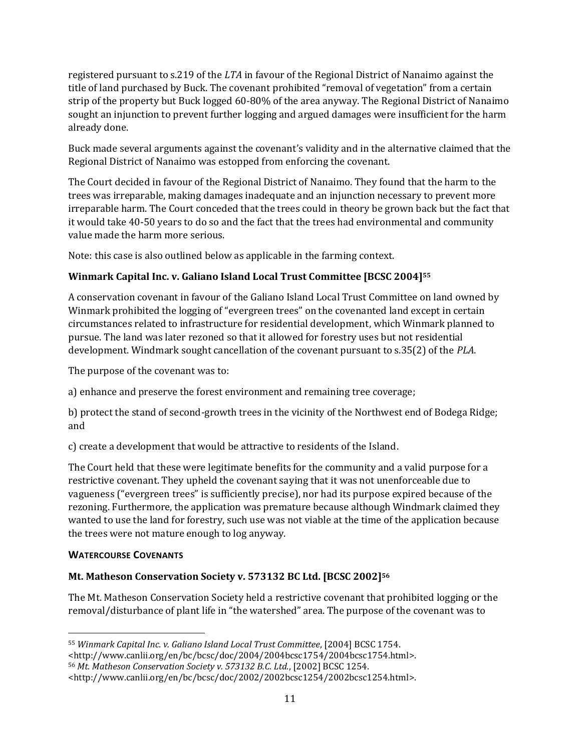registered pursuant to s.219 of the *LTA* in favour of the Regional District of Nanaimo against the title of land purchased by Buck. The covenant prohibited "removal of vegetation" from a certain strip of the property but Buck logged 60-80% of the area anyway. The Regional District of Nanaimo sought an injunction to prevent further logging and argued damages were insufficient for the harm already done.

Buck made several arguments against the covenant's validity and in the alternative claimed that the Regional District of Nanaimo was estopped from enforcing the covenant.

The Court decided in favour of the Regional District of Nanaimo. They found that the harm to the trees was irreparable, making damages inadequate and an injunction necessary to prevent more irreparable harm. The Court conceded that the trees could in theory be grown back but the fact that it would take 40-50 years to do so and the fact that the trees had environmental and community value made the harm more serious.

Note: this case is also outlined below as applicable in the farming context.

**Winmark Capital Inc. v. Galiano Island Local Trust Committee [BCSC 2004][55]**

A conservation covenant in favour of the Galiano Island Local Trust Committee on land owned by Winmark prohibited the logging of "evergreen trees" on the covenanted land except in certain circumstances related to infrastructure for residential development, which Winmark planned to pursue. The land was later rezoned so that it allowed for forestry uses but not residential development. Windmark sought cancellation of the covenant pursuant to s.35(2) of the *PLA*.

The purpose of the covenant was to:

a) enhance and preserve the forest environment and remaining tree coverage;

b) protect the stand of second-growth trees in the vicinity of the Northwest end of Bodega Ridge; and

c) create a development that would be attractive to residents of the Island.

The Court held that these were legitimate benefits for the community and a valid purpose for a restrictive covenant. They upheld the covenant saying that it was not unenforceable due to vagueness ("evergreen trees" is sufficiently precise), nor had its purpose expired because of the rezoning. Furthermore, the application was premature because although Windmark claimed they wanted to use the land for forestry, such use was not viable at the time of the application because the trees were not mature enough to log anyway.

**WATERCOURSE COVENANTS**

**Mt. Matheson Conservation Society v. 573132 BC Ltd. [BCSC 2002][56]**

The Mt. Matheson Conservation Society held a restrictive covenant that prohibited logging or the removal/disturbance of plant life in "the watershed" area. The purpose of the covenant was to

---

[55] *Winmark Capital Inc. v. Galiano Island Local Trust Committee*, [2004] BCSC 1754. <http://www.canlii.org/en/bc/bcsc/doc/2004/2004bcsc1754/2004bcsc1754.html>.

[56] *Mt. Matheson Conservation Society v. 573132 B.C. Ltd.*, [2002] BCSC 1254. <http://www.canlii.org/en/bc/bcsc/doc/2002/2002bcsc1254/2002bcsc1254.html>.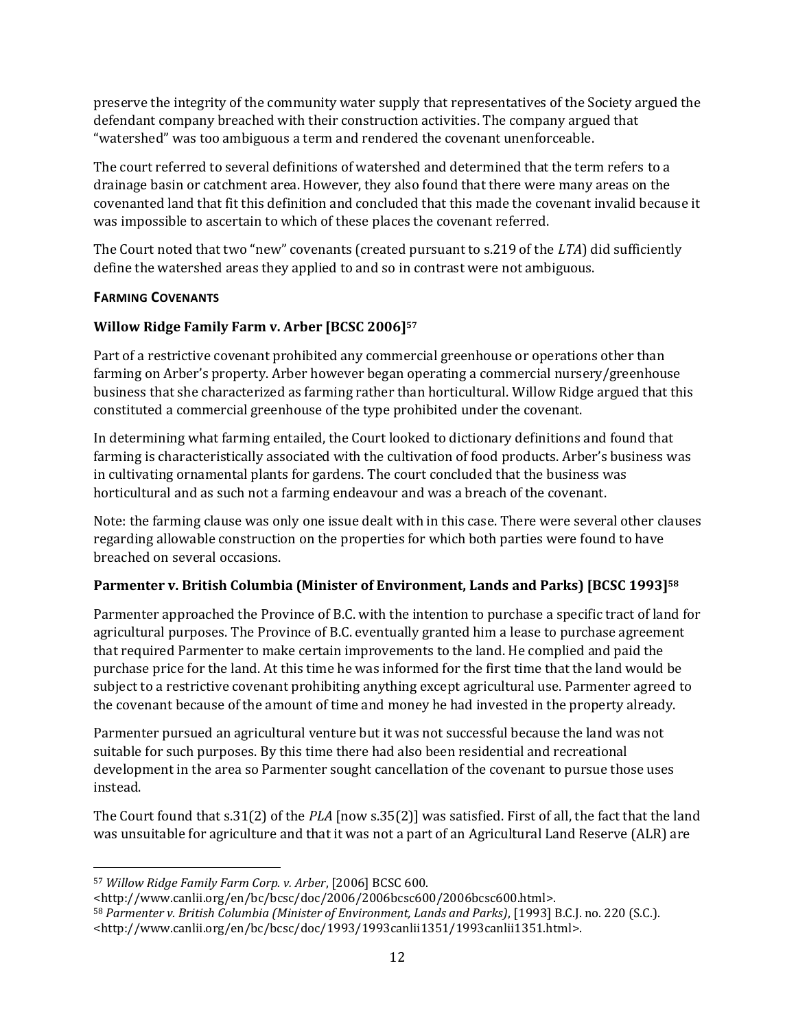preserve the integrity of the community water supply that representatives of the Society argued the defendant company breached with their construction activities. The company argued that "watershed" was too ambiguous a term and rendered the covenant unenforceable.

The court referred to several definitions of watershed and determined that the term refers to a drainage basin or catchment area. However, they also found that there were many areas on the covenanted land that fit this definition and concluded that this made the covenant invalid because it was impossible to ascertain to which of these places the covenant referred.

The Court noted that two "new" covenants (created pursuant to s.219 of the *LTA*) did sufficiently define the watershed areas they applied to and so in contrast were not ambiguous.

**FARMING COVENANTS**

### Willow Ridge Family Farm v. Arber [BCSC 2006][57]

Part of a restrictive covenant prohibited any commercial greenhouse or operations other than farming on Arber's property. Arber however began operating a commercial nursery/greenhouse business that she characterized as farming rather than horticultural. Willow Ridge argued that this constituted a commercial greenhouse of the type prohibited under the covenant.

In determining what farming entailed, the Court looked to dictionary definitions and found that farming is characteristically associated with the cultivation of food products. Arber's business was in cultivating ornamental plants for gardens. The court concluded that the business was horticultural and as such not a farming endeavour and was a breach of the covenant.

Note: the farming clause was only one issue dealt with in this case. There were several other clauses regarding allowable construction on the properties for which both parties were found to have breached on several occasions.

### Parmenter v. British Columbia (Minister of Environment, Lands and Parks) [BCSC 1993][58]

Parmenter approached the Province of B.C. with the intention to purchase a specific tract of land for agricultural purposes. The Province of B.C. eventually granted him a lease to purchase agreement that required Parmenter to make certain improvements to the land. He complied and paid the purchase price for the land. At this time he was informed for the first time that the land would be subject to a restrictive covenant prohibiting anything except agricultural use. Parmenter agreed to the covenant because of the amount of time and money he had invested in the property already.

Parmenter pursued an agricultural venture but it was not successful because the land was not suitable for such purposes. By this time there had also been residential and recreational development in the area so Parmenter sought cancellation of the covenant to pursue those uses instead.

The Court found that s.31(2) of the *PLA* [now s.35(2)] was satisfied. First of all, the fact that the land was unsuitable for agriculture and that it was not a part of an Agricultural Land Reserve (ALR) are

---

[57] *Willow Ridge Family Farm Corp. v. Arber*, [2006] BCSC 600. <http://www.canlii.org/en/bc/bcsc/doc/2006/2006bcsc600/2006bcsc600.html>.

[58] *Parmenter v. British Columbia (Minister of Environment, Lands and Parks)*, [1993] B.C.J. no. 220 (S.C.). <http://www.canlii.org/en/bc/bcsc/doc/1993/1993canlii1351/1993canlii1351.html>.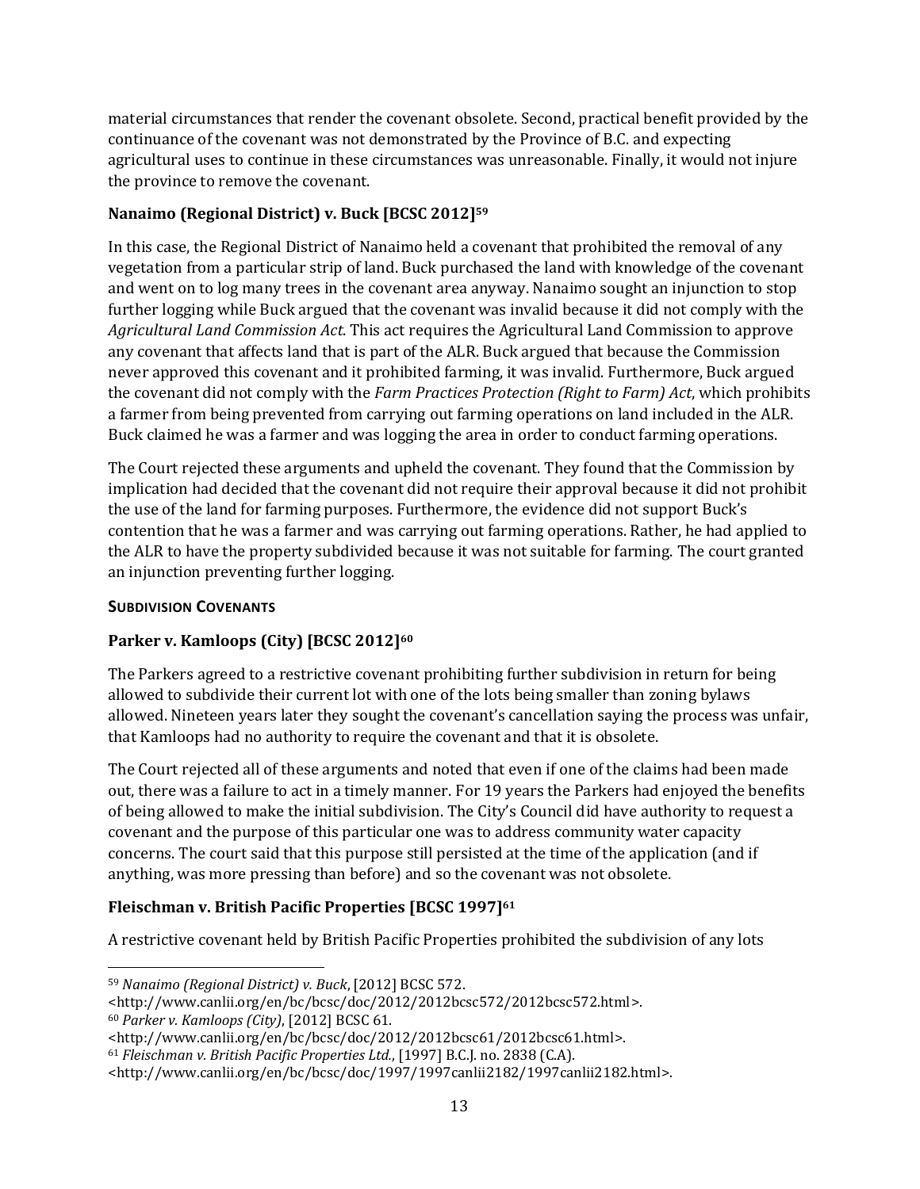material circumstances that render the covenant obsolete. Second, practical benefit provided by the continuance of the covenant was not demonstrated by the Province of B.C. and expecting agricultural uses to continue in these circumstances was unreasonable. Finally, it would not injure the province to remove the covenant.

### Nanaimo (Regional District) v. Buck [BCSC 2012][59]

In this case, the Regional District of Nanaimo held a covenant that prohibited the removal of any vegetation from a particular strip of land. Buck purchased the land with knowledge of the covenant and went on to log many trees in the covenant area anyway. Nanaimo sought an injunction to stop further logging while Buck argued that the covenant was invalid because it did not comply with the *Agricultural Land Commission Act*. This act requires the Agricultural Land Commission to approve any covenant that affects land that is part of the ALR. Buck argued that because the Commission never approved this covenant and it prohibited farming, it was invalid. Furthermore, Buck argued the covenant did not comply with the *Farm Practices Protection (Right to Farm) Act*, which prohibits a farmer from being prevented from carrying out farming operations on land included in the ALR. Buck claimed he was a farmer and was logging the area in order to conduct farming operations.

The Court rejected these arguments and upheld the covenant. They found that the Commission by implication had decided that the covenant did not require their approval because it did not prohibit the use of the land for farming purposes. Furthermore, the evidence did not support Buck's contention that he was a farmer and was carrying out farming operations. Rather, he had applied to the ALR to have the property subdivided because it was not suitable for farming. The court granted an injunction preventing further logging.

#### SUBDIVISION COVENANTS

### Parker v. Kamloops (City) [BCSC 2012][60]

The Parkers agreed to a restrictive covenant prohibiting further subdivision in return for being allowed to subdivide their current lot with one of the lots being smaller than zoning bylaws allowed. Nineteen years later they sought the covenant's cancellation saying the process was unfair, that Kamloops had no authority to require the covenant and that it is obsolete.

The Court rejected all of these arguments and noted that even if one of the claims had been made out, there was a failure to act in a timely manner. For 19 years the Parkers had enjoyed the benefits of being allowed to make the initial subdivision. The City's Council did have authority to request a covenant and the purpose of this particular one was to address community water capacity concerns. The court said that this purpose still persisted at the time of the application (and if anything, was more pressing than before) and so the covenant was not obsolete.

### Fleischman v. British Pacific Properties [BCSC 1997][61]

A restrictive covenant held by British Pacific Properties prohibited the subdivision of any lots

---

[59] *Nanaimo (Regional District) v. Buck*, [2012] BCSC 572.
<http://www.canlii.org/en/bc/bcsc/doc/2012/2012bcsc572/2012bcsc572.html>.

[60] *Parker v. Kamloops (City)*, [2012] BCSC 61.
<http://www.canlii.org/en/bc/bcsc/doc/2012/2012bcsc61/2012bcsc61.html>.

[61] *Fleischman v. British Pacific Properties Ltd.*, [1997] B.C.J. no. 2838 (C.A).
<http://www.canlii.org/en/bc/bcsc/doc/1997/1997canlii2182/1997canlii2182.html>.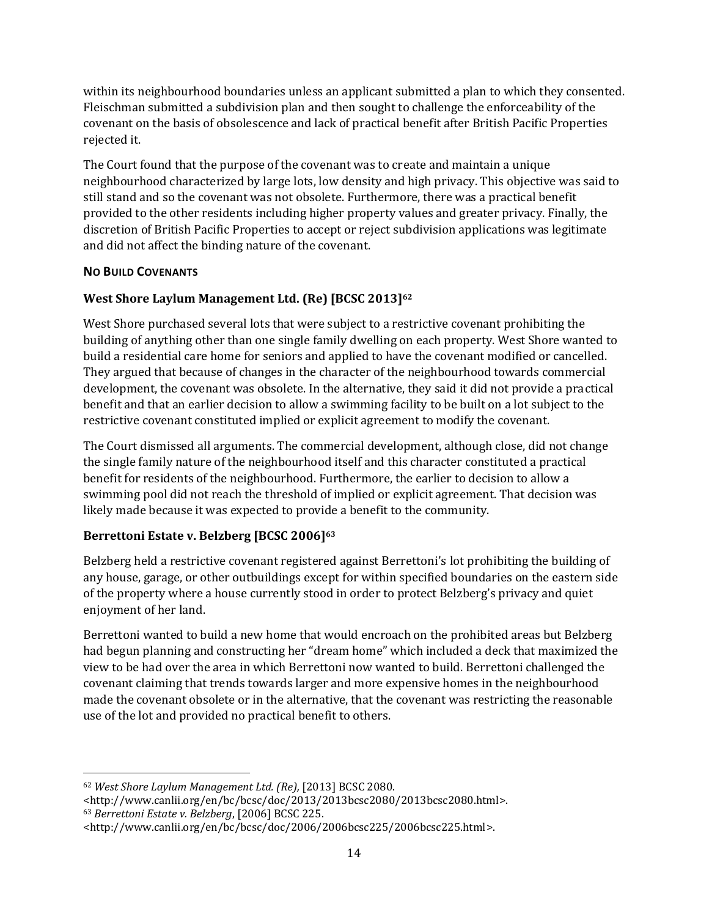within its neighbourhood boundaries unless an applicant submitted a plan to which they consented. Fleischman submitted a subdivision plan and then sought to challenge the enforceability of the covenant on the basis of obsolescence and lack of practical benefit after British Pacific Properties rejected it.

The Court found that the purpose of the covenant was to create and maintain a unique neighbourhood characterized by large lots, low density and high privacy. This objective was said to still stand and so the covenant was not obsolete. Furthermore, there was a practical benefit provided to the other residents including higher property values and greater privacy. Finally, the discretion of British Pacific Properties to accept or reject subdivision applications was legitimate and did not affect the binding nature of the covenant.

#### NO BUILD COVENANTS

### West Shore Laylum Management Ltd. (Re) [BCSC 2013][62]

West Shore purchased several lots that were subject to a restrictive covenant prohibiting the building of anything other than one single family dwelling on each property. West Shore wanted to build a residential care home for seniors and applied to have the covenant modified or cancelled. They argued that because of changes in the character of the neighbourhood towards commercial development, the covenant was obsolete. In the alternative, they said it did not provide a practical benefit and that an earlier decision to allow a swimming facility to be built on a lot subject to the restrictive covenant constituted implied or explicit agreement to modify the covenant.

The Court dismissed all arguments. The commercial development, although close, did not change the single family nature of the neighbourhood itself and this character constituted a practical benefit for residents of the neighbourhood. Furthermore, the earlier to decision to allow a swimming pool did not reach the threshold of implied or explicit agreement. That decision was likely made because it was expected to provide a benefit to the community.

### Berrettoni Estate v. Belzberg [BCSC 2006][63]

Belzberg held a restrictive covenant registered against Berrettoni's lot prohibiting the building of any house, garage, or other outbuildings except for within specified boundaries on the eastern side of the property where a house currently stood in order to protect Belzberg's privacy and quiet enjoyment of her land.

Berrettoni wanted to build a new home that would encroach on the prohibited areas but Belzberg had begun planning and constructing her "dream home" which included a deck that maximized the view to be had over the area in which Berrettoni now wanted to build. Berrettoni challenged the covenant claiming that trends towards larger and more expensive homes in the neighbourhood made the covenant obsolete or in the alternative, that the covenant was restricting the reasonable use of the lot and provided no practical benefit to others.

---

[62] *West Shore Laylum Management Ltd. (Re),* [2013] BCSC 2080. <http://www.canlii.org/en/bc/bcsc/doc/2013/2013bcsc2080/2013bcsc2080.html>.

[63] *Berrettoni Estate v. Belzberg*, [2006] BCSC 225. <http://www.canlii.org/en/bc/bcsc/doc/2006/2006bcsc225/2006bcsc225.html>.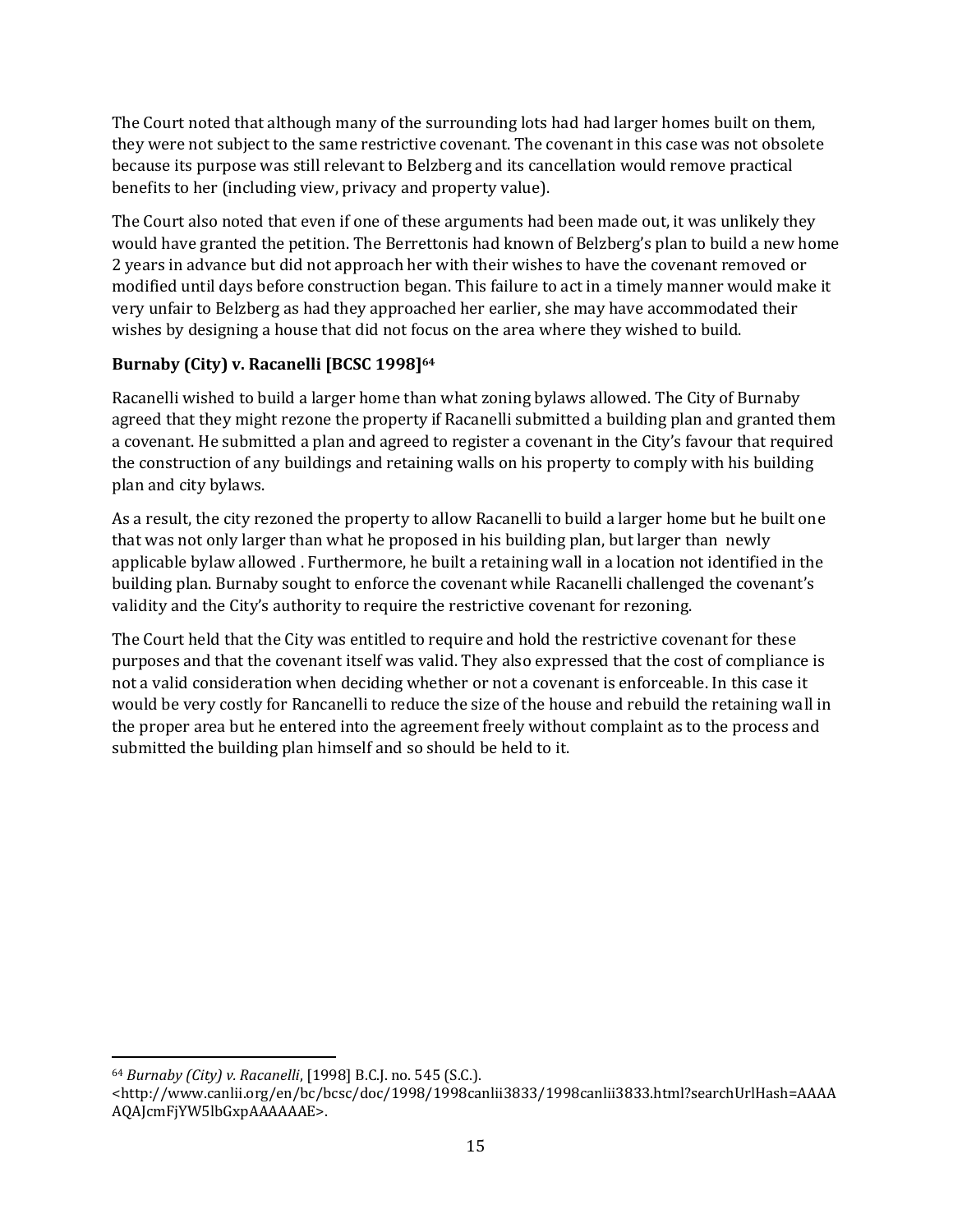The Court noted that although many of the surrounding lots had had larger homes built on them, they were not subject to the same restrictive covenant. The covenant in this case was not obsolete because its purpose was still relevant to Belzberg and its cancellation would remove practical benefits to her (including view, privacy and property value).

The Court also noted that even if one of these arguments had been made out, it was unlikely they would have granted the petition. The Berrettonis had known of Belzberg's plan to build a new home 2 years in advance but did not approach her with their wishes to have the covenant removed or modified until days before construction began. This failure to act in a timely manner would make it very unfair to Belzberg as had they approached her earlier, she may have accommodated their wishes by designing a house that did not focus on the area where they wished to build.

**Burnaby (City) v. Racanelli [BCSC 1998][64]**

Racanelli wished to build a larger home than what zoning bylaws allowed. The City of Burnaby agreed that they might rezone the property if Racanelli submitted a building plan and granted them a covenant. He submitted a plan and agreed to register a covenant in the City's favour that required the construction of any buildings and retaining walls on his property to comply with his building plan and city bylaws.

As a result, the city rezoned the property to allow Racanelli to build a larger home but he built one that was not only larger than what he proposed in his building plan, but larger than newly applicable bylaw allowed . Furthermore, he built a retaining wall in a location not identified in the building plan. Burnaby sought to enforce the covenant while Racanelli challenged the covenant's validity and the City's authority to require the restrictive covenant for rezoning.

The Court held that the City was entitled to require and hold the restrictive covenant for these purposes and that the covenant itself was valid. They also expressed that the cost of compliance is not a valid consideration when deciding whether or not a covenant is enforceable. In this case it would be very costly for Rancanelli to reduce the size of the house and rebuild the retaining wall in the proper area but he entered into the agreement freely without complaint as to the process and submitted the building plan himself and so should be held to it.

---

[64] *Burnaby (City) v. Racanelli*, [1998] B.C.J. no. 545 (S.C.).
<http://www.canlii.org/en/bc/bcsc/doc/1998/1998canlii3833/1998canlii3833.html?searchUrlHash=AAAAAQAJcmFjYW5lbGxpAAAAAAE>.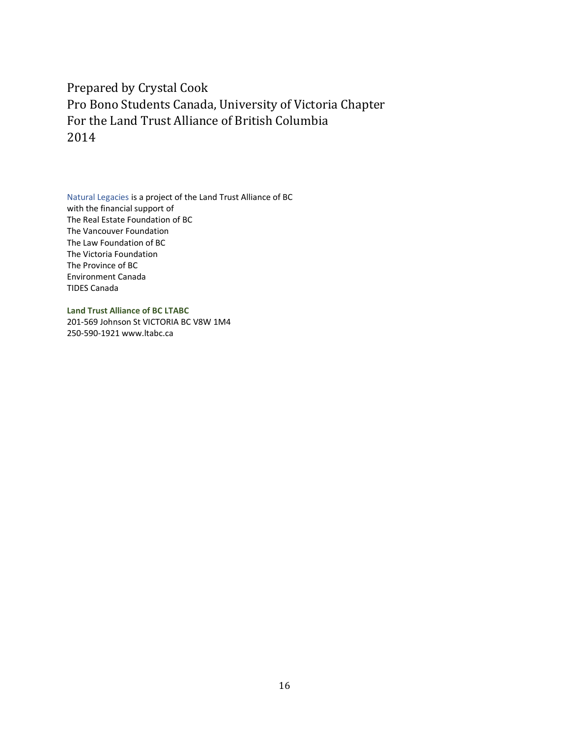Prepared by Crystal Cook
Pro Bono Students Canada, University of Victoria Chapter
For the Land Trust Alliance of British Columbia
2014

Natural Legacies is a project of the Land Trust Alliance of BC
with the financial support of
The Real Estate Foundation of BC
The Vancouver Foundation
The Law Foundation of BC
The Victoria Foundation
The Province of BC
Environment Canada
TIDES Canada

**Land Trust Alliance of BC LTABC**
201-569 Johnson St VICTORIA BC V8W 1M4
250-590-1921 www.ltabc.ca